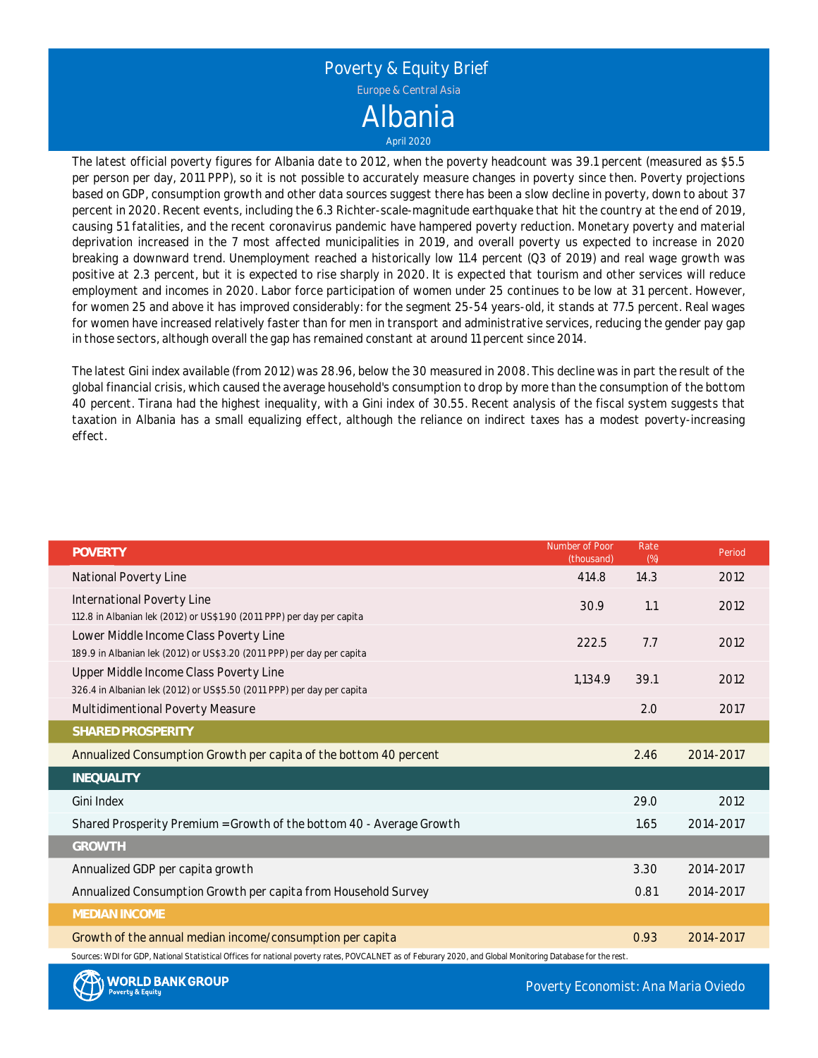# Poverty & Equity Brief

Europe & Central Asia

## Albania

April 2020

The latest official poverty figures for Albania date to 2012, when the poverty headcount was 39.1 percent (measured as $5.5 per person per day, 2011 PPP), so it is not possible to accurately measure changes in poverty since then. Poverty projections based on GDP, consumption growth and other data sources suggest there has been a slow decline in poverty, down to about 37 percent in 2020. Recent events, including the 6.3 Richter-scale-magnitude earthquake that hit the country at the end of 2019, causing 51 fatalities, and the recent coronavirus pandemic have hampered poverty reduction. Monetary poverty and material deprivation increased in the 7 most affected municipalities in 2019, and overall poverty us expected to increase in 2020 breaking a downward trend. Unemployment reached a historically low 11.4 percent (Q3 of 2019) and real wage growth was positive at 2.3 percent, but it is expected to rise sharply in 2020. It is expected that tourism and other services will reduce employment and incomes in 2020. Labor force participation of women under 25 continues to be low at 31 percent. However, for women 25 and above it has improved considerably: for the segment 25-54 years-old, it stands at 77.5 percent. Real wages for women have increased relatively faster than for men in transport and administrative services, reducing the gender pay gap in those sectors, although overall the gap has remained constant at around 11 percent since 2014.

The latest Gini index available (from 2012) was 28.96, below the 30 measured in 2008. This decline was in part the result of the global financial crisis, which caused the average household's consumption to drop by more than the consumption of the bottom 40 percent. Tirana had the highest inequality, with a Gini index of 30.55. Recent analysis of the fiscal system suggests that taxation in Albania has a small equalizing effect, although the reliance on indirect taxes has a modest poverty-increasing effect.

| **POVERTY** | Number of Poor (thousand) | Rate (%) | Period |
|---|---|---|---|
| National Poverty Line | 414.8 | 14.3 | 2012 |
| International Poverty Line<br>112.8 in Albanian lek (2012) or US$1.90 (2011 PPP) per day per capita | 30.9 | 1.1 | 2012 |
| Lower Middle Income Class Poverty Line<br>189.9 in Albanian lek (2012) or US$3.20 (2011 PPP) per day per capita | 222.5 | 7.7 | 2012 |
| Upper Middle Income Class Poverty Line<br>326.4 in Albanian lek (2012) or US$5.50 (2011 PPP) per day per capita | 1,134.9 | 39.1 | 2012 |
| Multidimentional Poverty Measure | | 2.0 | 2017 |
| **SHARED PROSPERITY** | | | |
| Annualized Consumption Growth per capita of the bottom 40 percent | | 2.46 | 2014-2017 |
| **INEQUALITY** | | | |
| Gini Index | | 29.0 | 2012 |
| Shared Prosperity Premium = Growth of the bottom 40 - Average Growth | | 1.65 | 2014-2017 |
| **GROWTH** | | | |
| Annualized GDP per capita growth | | 3.30 | 2014-2017 |
| Annualized Consumption Growth per capita from Household Survey | | 0.81 | 2014-2017 |
| **MEDIAN INCOME** | | | |
| Growth of the annual median income/consumption per capita | | 0.93 | 2014-2017 |

Sources: WDI for GDP, National Statistical Offices for national poverty rates, POVCALNET as of Feburary 2020, and Global Monitoring Database for the rest.

WORLD BANK GROUP Poverty & Equity

Poverty Economist: Ana Maria Oviedo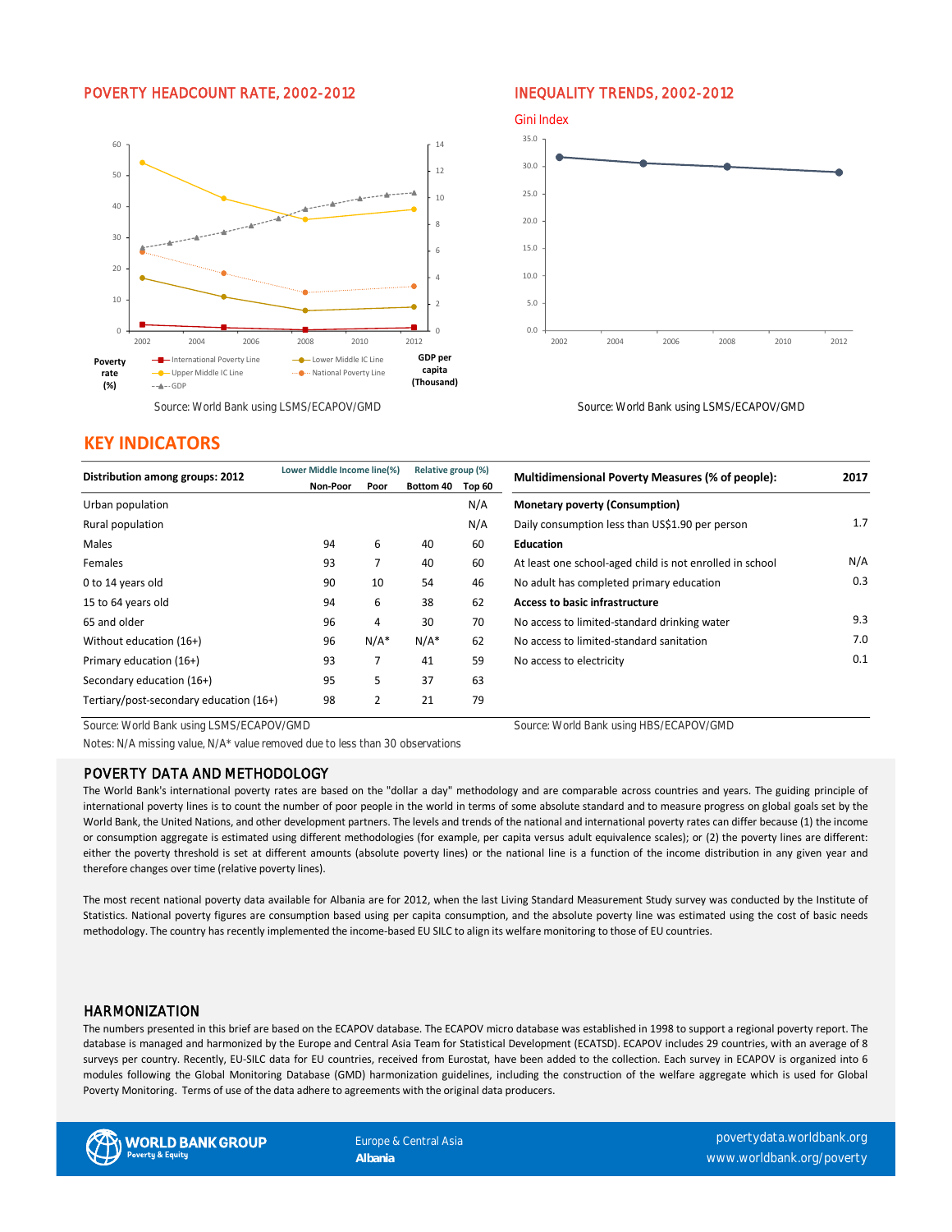## POVERTY HEADCOUNT RATE, 2002-2012

60
50
40
30
20
10
0

14
12
10
8
6
4
2
0

2002 2004 2006 2008 2010 2012

Poverty rate (%)

International Poverty Line
Lower Middle IC Line
Upper Middle IC Line
National Poverty Line
GDP

GDP per capita (Thousand)

Source: World Bank using LSMS/ECAPOV/GMD

## INEQUALITY TRENDS, 2002-2012

Gini Index

35.0
30.0
25.0
20.0
15.0
10.0
5.0
0.0

2002 2004 2006 2008 2010 2012

Source: World Bank using LSMS/ECAPOV/GMD

## KEY INDICATORS

| Distribution among groups: 2012 | Lower Middle Income line(%) | | Relative group (%) | |
|---|---|---|---|---|
| | Non-Poor | Poor | Bottom 40 | Top 60 |
| Urban population | | | | N/A |
| Rural population | | | | N/A |
| Males | 94 | 6 | 40 | 60 |
| Females | 93 | 7 | 40 | 60 |
| 0 to 14 years old | 90 | 10 | 54 | 46 |
| 15 to 64 years old | 94 | 6 | 38 | 62 |
| 65 and older | 96 | 4 | 30 | 70 |
| Without education (16+) | 96 | N/A* | N/A* | 62 |
| Primary education (16+) | 93 | 7 | 41 | 59 |
| Secondary education (16+) | 95 | 5 | 37 | 63 |
| Tertiary/post-secondary education (16+) | 98 | 2 | 21 | 79 |

Source: World Bank using LSMS/ECAPOV/GMD

Notes: N/A missing value, N/A* value removed due to less than 30 observations

| Multidimensional Poverty Measures (% of people): | 2017 |
|---|---|
| **Monetary poverty (Consumption)** | |
| Daily consumption less than US$1.90 per person | 1.7 |
| **Education** | |
| At least one school-aged child is not enrolled in school | N/A |
| No adult has completed primary education | 0.3 |
| **Access to basic infrastructure** | |
| No access to limited-standard drinking water | 9.3 |
| No access to limited-standard sanitation | 7.0 |
| No access to electricity | 0.1 |

Source: World Bank using HBS/ECAPOV/GMD

## POVERTY DATA AND METHODOLOGY

The World Bank's international poverty rates are based on the "dollar a day" methodology and are comparable across countries and years. The guiding principle of international poverty lines is to count the number of poor people in the world in terms of some absolute standard and to measure progress on global goals set by the World Bank, the United Nations, and other development partners. The levels and trends of the national and international poverty rates can differ because (1) the income or consumption aggregate is estimated using different methodologies (for example, per capita versus adult equivalence scales); or (2) the poverty lines are different: either the poverty threshold is set at different amounts (absolute poverty lines) or the national line is a function of the income distribution in any given year and therefore changes over time (relative poverty lines).

The most recent national poverty data available for Albania are for 2012, when the last Living Standard Measurement Study survey was conducted by the Institute of Statistics. National poverty figures are consumption based using per capita consumption, and the absolute poverty line was estimated using the cost of basic needs methodology. The country has recently implemented the income-based EU SILC to align its welfare monitoring to those of EU countries.

## HARMONIZATION

The numbers presented in this brief are based on the ECAPOV database. The ECAPOV micro database was established in 1998 to support a regional poverty report. The database is managed and harmonized by the Europe and Central Asia Team for Statistical Development (ECATSD). ECAPOV includes 29 countries, with an average of 8 surveys per country. Recently, EU-SILC data for EU countries, received from Eurostat, have been added to the collection. Each survey in ECAPOV is organized into 6 modules following the Global Monitoring Database (GMD) harmonization guidelines, including the construction of the welfare aggregate which is used for Global Poverty Monitoring. Terms of use of the data adhere to agreements with the original data producers.

WORLD BANK GROUP
Poverty & Equity

Europe & Central Asia
**Albania**

povertydata.worldbank.org
www.worldbank.org/poverty